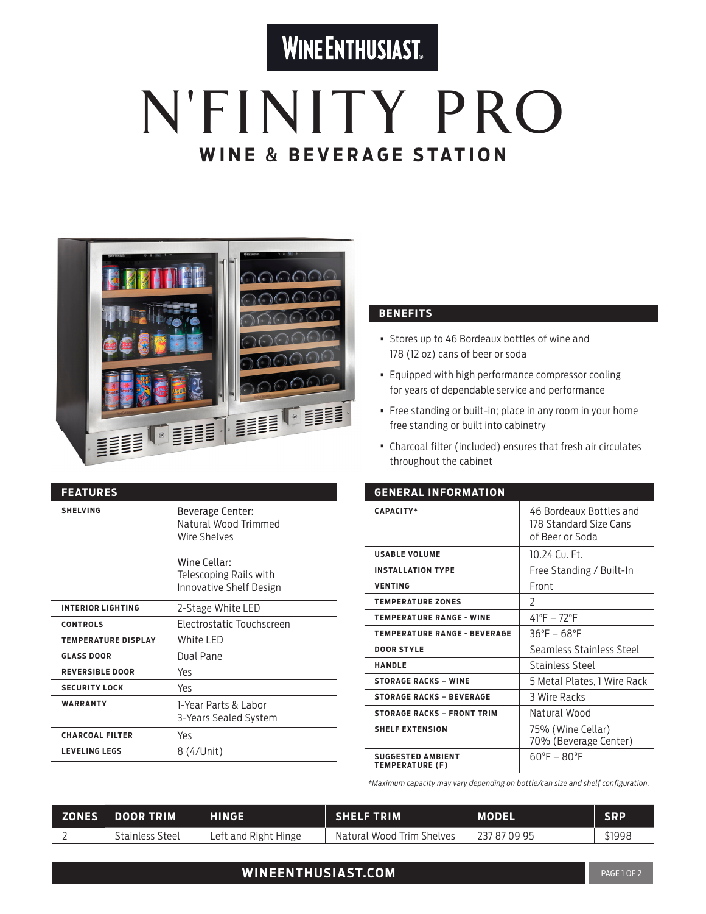# WINE ENTHUSIAST

# N'FINITY PRO

## WINE & BEVERAGE STATION

### BENEFITS

- Stores up to 46 Bordeaux bottles of wine and 178 (12 oz) cans of beer or soda
- Equipped with high performance compressor cooling for years of dependable service and performance
- Free standing or built-in; place in any room in your home free standing or built into cabinetry
- Charcoal filter (included) ensures that fresh air circulates throughout the cabinet

### FEATURES

| | |
|---|---|
| **SHELVING** | Beverage Center: Natural Wood Trimmed Wire Shelves<br><br>Wine Cellar: Telescoping Rails with Innovative Shelf Design |
| **INTERIOR LIGHTING** | 2-Stage White LED |
| **CONTROLS** | Electrostatic Touchscreen |
| **TEMPERATURE DISPLAY** | White LED |
| **GLASS DOOR** | Dual Pane |
| **REVERSIBLE DOOR** | Yes |
| **SECURITY LOCK** | Yes |
| **WARRANTY** | 1-Year Parts & Labor<br>3-Years Sealed System |
| **CHARCOAL FILTER** | Yes |
| **LEVELING LEGS** | 8 (4/Unit) |

### GENERAL INFORMATION

| | |
|---|---|
| **CAPACITY*** | 46 Bordeaux Bottles and 178 Standard Size Cans of Beer or Soda |
| **USABLE VOLUME** | 10.24 Cu. Ft. |
| **INSTALLATION TYPE** | Free Standing / Built-In |
| **VENTING** | Front |
| **TEMPERATURE ZONES** | 2 |
| **TEMPERATURE RANGE - WINE** | 41°F – 72°F |
| **TEMPERATURE RANGE - BEVERAGE** | 36°F – 68°F |
| **DOOR STYLE** | Seamless Stainless Steel |
| **HANDLE** | Stainless Steel |
| **STORAGE RACKS – WINE** | 5 Metal Plates, 1 Wire Rack |
| **STORAGE RACKS – BEVERAGE** | 3 Wire Racks |
| **STORAGE RACKS – FRONT TRIM** | Natural Wood |
| **SHELF EXTENSION** | 75% (Wine Cellar)<br>70% (Beverage Center) |
| **SUGGESTED AMBIENT TEMPERATURE (F)** | 60°F – 80°F |

*\*Maximum capacity may vary depending on bottle/can size and shelf configuration.*

| ZONES | DOOR TRIM | HINGE | SHELF TRIM | MODEL | SRP |
|---|---|---|---|---|---|
| 2 | Stainless Steel | Left and Right Hinge | Natural Wood Trim Shelves | 237 87 09 95 | $1998 |

**WINEENTHUSIAST.COM**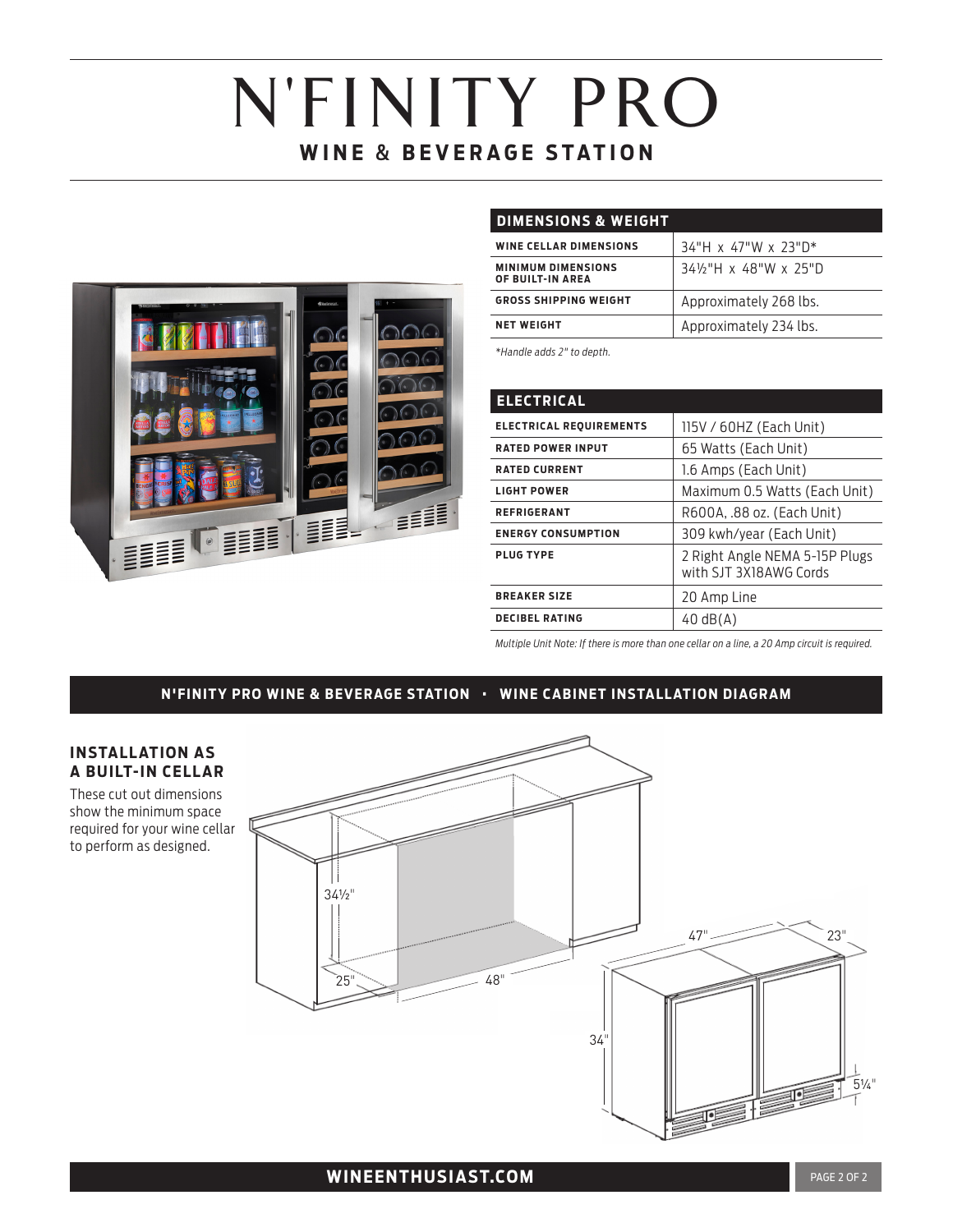# N'FINITY PRO

## WINE & BEVERAGE STATION

| DIMENSIONS & WEIGHT | |
|---|---|
| WINE CELLAR DIMENSIONS | 34"H x 47"W x 23"D* |
| MINIMUM DIMENSIONS OF BUILT-IN AREA | 34½"H x 48"W x 25"D |
| GROSS SHIPPING WEIGHT | Approximately 268 lbs. |
| NET WEIGHT | Approximately 234 lbs. |

*\*Handle adds 2" to depth.*

| ELECTRICAL | |
|---|---|
| ELECTRICAL REQUIREMENTS | 115V / 60HZ (Each Unit) |
| RATED POWER INPUT | 65 Watts (Each Unit) |
| RATED CURRENT | 1.6 Amps (Each Unit) |
| LIGHT POWER | Maximum 0.5 Watts (Each Unit) |
| REFRIGERANT | R600A, .88 oz. (Each Unit) |
| ENERGY CONSUMPTION | 309 kwh/year (Each Unit) |
| PLUG TYPE | 2 Right Angle NEMA 5-15P Plugs with SJT 3X18AWG Cords |
| BREAKER SIZE | 20 Amp Line |
| DECIBEL RATING | 40 dB(A) |

*Multiple Unit Note: If there is more than one cellar on a line, a 20 Amp circuit is required.*

## N'FINITY PRO WINE & BEVERAGE STATION • WINE CABINET INSTALLATION DIAGRAM

### INSTALLATION AS A BUILT-IN CELLAR

These cut out dimensions show the minimum space required for your wine cellar to perform as designed.

34½"
25"
48"
47"
23"
34"
5¼"

**WINEENTHUSIAST.COM**